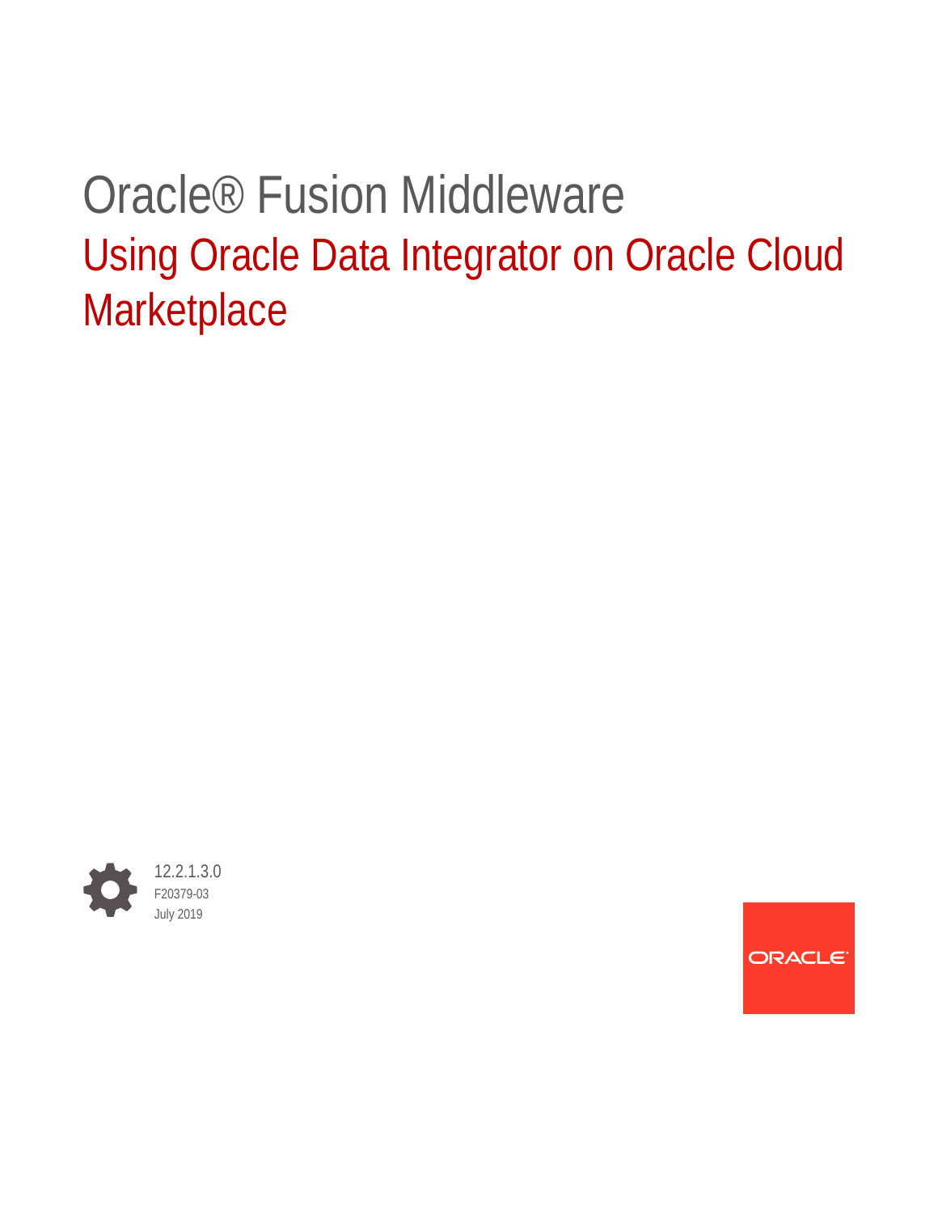# Oracle® Fusion Middleware

## Using Oracle Data Integrator on Oracle Cloud Marketplace

12.2.1.3.0

F20379-03

July 2019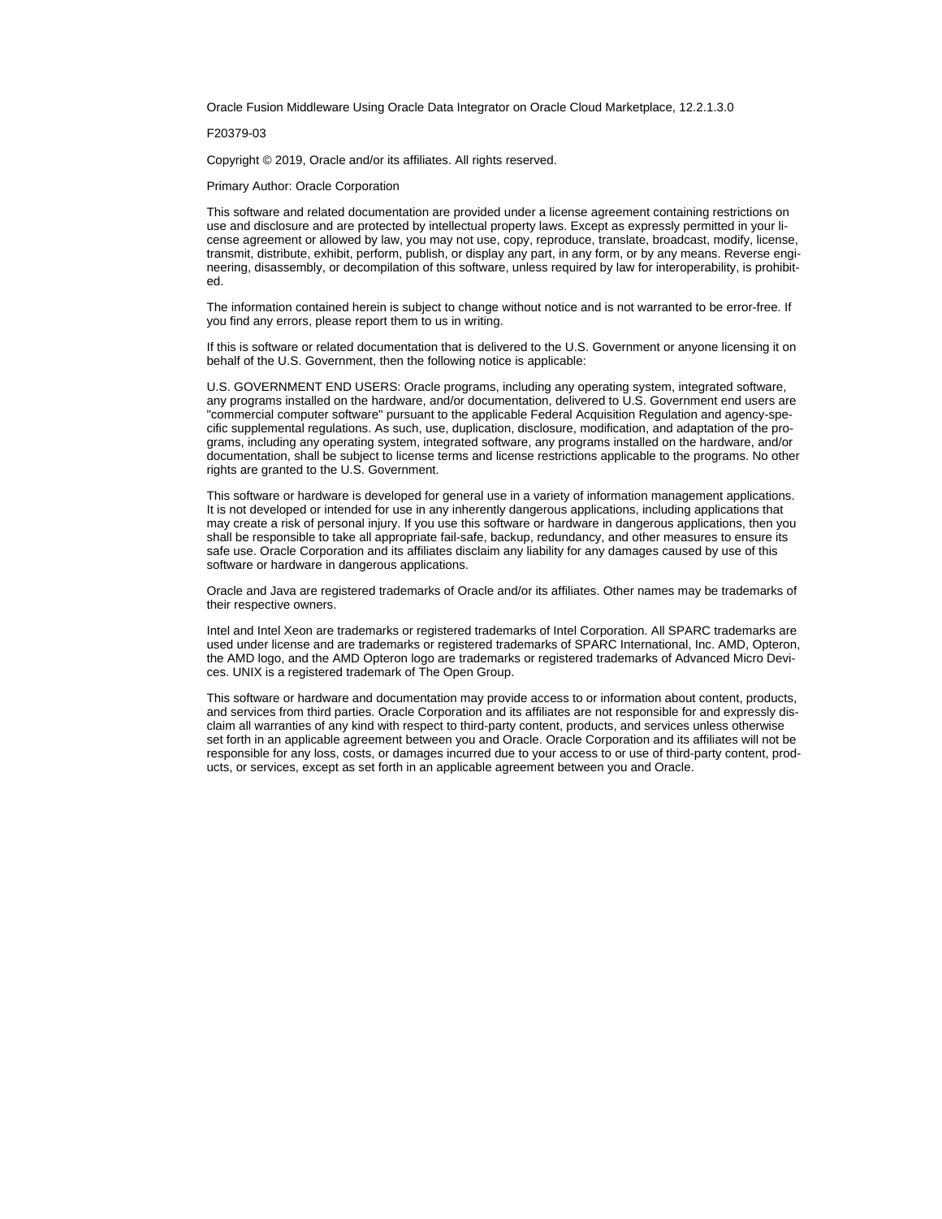Oracle Fusion Middleware Using Oracle Data Integrator on Oracle Cloud Marketplace, 12.2.1.3.0

F20379-03

Copyright © 2019, Oracle and/or its affiliates. All rights reserved.

Primary Author: Oracle Corporation

This software and related documentation are provided under a license agreement containing restrictions on use and disclosure and are protected by intellectual property laws. Except as expressly permitted in your license agreement or allowed by law, you may not use, copy, reproduce, translate, broadcast, modify, license, transmit, distribute, exhibit, perform, publish, or display any part, in any form, or by any means. Reverse engineering, disassembly, or decompilation of this software, unless required by law for interoperability, is prohibited.

The information contained herein is subject to change without notice and is not warranted to be error-free. If you find any errors, please report them to us in writing.

If this is software or related documentation that is delivered to the U.S. Government or anyone licensing it on behalf of the U.S. Government, then the following notice is applicable:

U.S. GOVERNMENT END USERS: Oracle programs, including any operating system, integrated software, any programs installed on the hardware, and/or documentation, delivered to U.S. Government end users are "commercial computer software" pursuant to the applicable Federal Acquisition Regulation and agency-specific supplemental regulations. As such, use, duplication, disclosure, modification, and adaptation of the programs, including any operating system, integrated software, any programs installed on the hardware, and/or documentation, shall be subject to license terms and license restrictions applicable to the programs. No other rights are granted to the U.S. Government.

This software or hardware is developed for general use in a variety of information management applications. It is not developed or intended for use in any inherently dangerous applications, including applications that may create a risk of personal injury. If you use this software or hardware in dangerous applications, then you shall be responsible to take all appropriate fail-safe, backup, redundancy, and other measures to ensure its safe use. Oracle Corporation and its affiliates disclaim any liability for any damages caused by use of this software or hardware in dangerous applications.

Oracle and Java are registered trademarks of Oracle and/or its affiliates. Other names may be trademarks of their respective owners.

Intel and Intel Xeon are trademarks or registered trademarks of Intel Corporation. All SPARC trademarks are used under license and are trademarks or registered trademarks of SPARC International, Inc. AMD, Opteron, the AMD logo, and the AMD Opteron logo are trademarks or registered trademarks of Advanced Micro Devices. UNIX is a registered trademark of The Open Group.

This software or hardware and documentation may provide access to or information about content, products, and services from third parties. Oracle Corporation and its affiliates are not responsible for and expressly disclaim all warranties of any kind with respect to third-party content, products, and services unless otherwise set forth in an applicable agreement between you and Oracle. Oracle Corporation and its affiliates will not be responsible for any loss, costs, or damages incurred due to your access to or use of third-party content, products, or services, except as set forth in an applicable agreement between you and Oracle.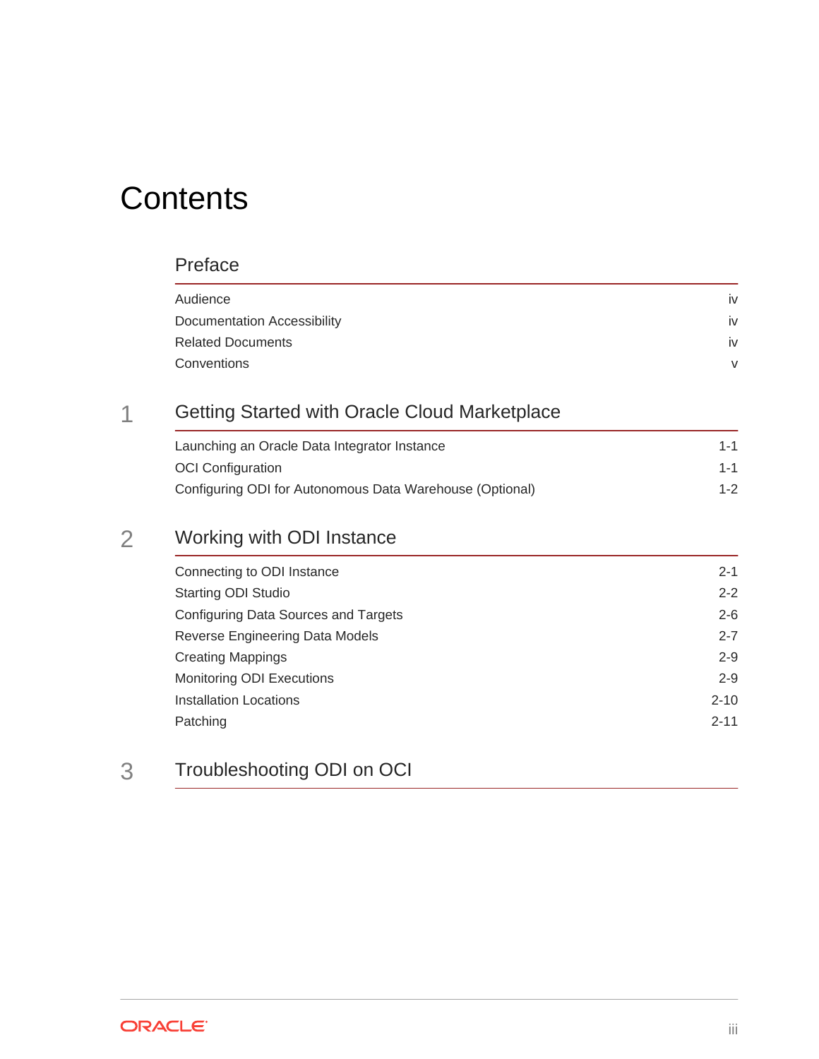# Contents

## Preface

| | |
|---|---|
| Audience | iv |
| Documentation Accessibility | iv |
| Related Documents | iv |
| Conventions | v |

## 1 Getting Started with Oracle Cloud Marketplace

| | |
|---|---|
| Launching an Oracle Data Integrator Instance | 1-1 |
| OCI Configuration | 1-1 |
| Configuring ODI for Autonomous Data Warehouse (Optional) | 1-2 |

## 2 Working with ODI Instance

| | |
|---|---|
| Connecting to ODI Instance | 2-1 |
| Starting ODI Studio | 2-2 |
| Configuring Data Sources and Targets | 2-6 |
| Reverse Engineering Data Models | 2-7 |
| Creating Mappings | 2-9 |
| Monitoring ODI Executions | 2-9 |
| Installation Locations | 2-10 |
| Patching | 2-11 |

## 3 Troubleshooting ODI on OCI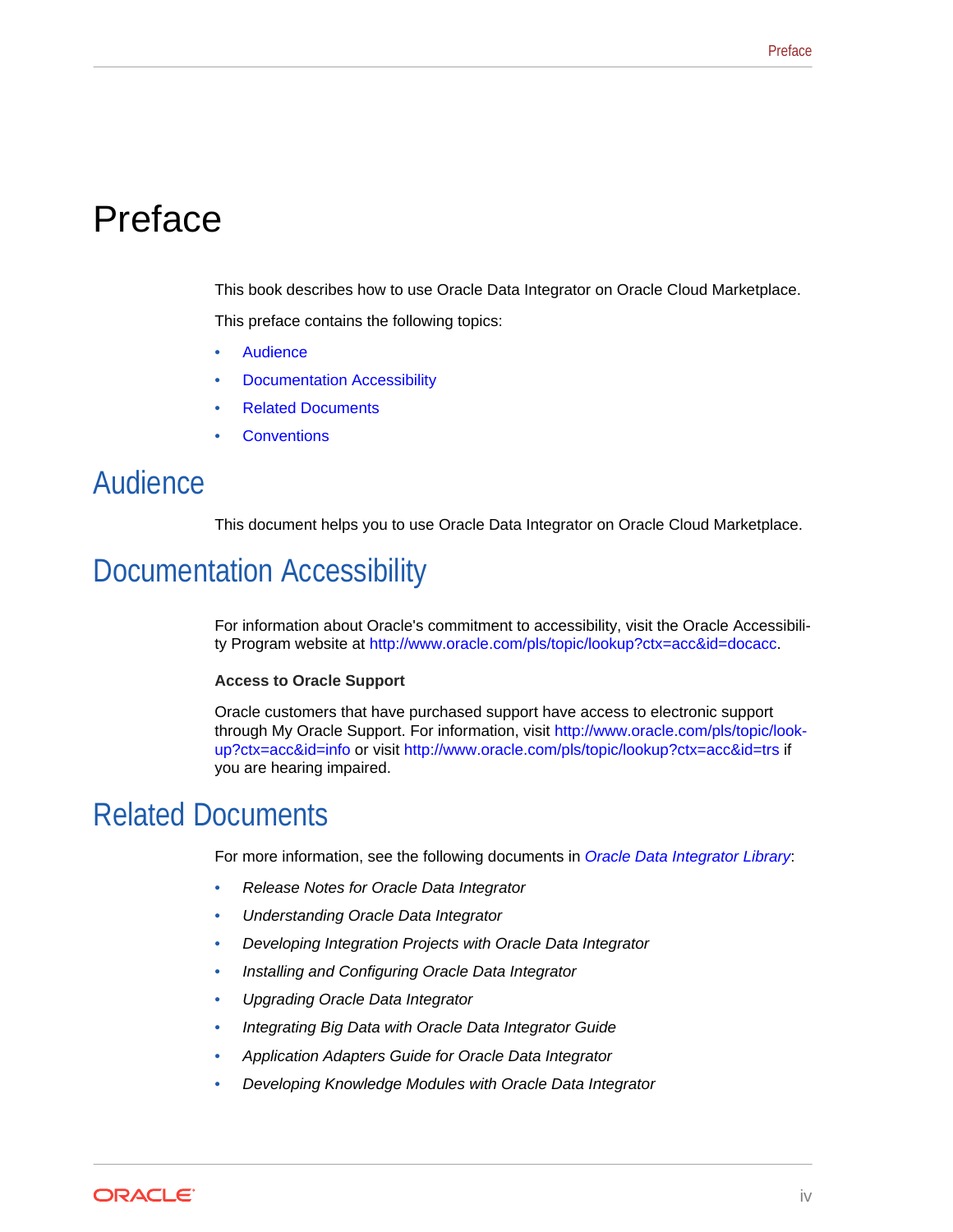# Preface

This book describes how to use Oracle Data Integrator on Oracle Cloud Marketplace.

This preface contains the following topics:

- Audience
- Documentation Accessibility
- Related Documents
- Conventions

## Audience

This document helps you to use Oracle Data Integrator on Oracle Cloud Marketplace.

## Documentation Accessibility

For information about Oracle's commitment to accessibility, visit the Oracle Accessibility Program website at http://www.oracle.com/pls/topic/lookup?ctx=acc&id=docacc.

**Access to Oracle Support**

Oracle customers that have purchased support have access to electronic support through My Oracle Support. For information, visit http://www.oracle.com/pls/topic/lookup?ctx=acc&id=info or visit http://www.oracle.com/pls/topic/lookup?ctx=acc&id=trs if you are hearing impaired.

## Related Documents

For more information, see the following documents in *Oracle Data Integrator Library*:

- *Release Notes for Oracle Data Integrator*
- *Understanding Oracle Data Integrator*
- *Developing Integration Projects with Oracle Data Integrator*
- *Installing and Configuring Oracle Data Integrator*
- *Upgrading Oracle Data Integrator*
- *Integrating Big Data with Oracle Data Integrator Guide*
- *Application Adapters Guide for Oracle Data Integrator*
- *Developing Knowledge Modules with Oracle Data Integrator*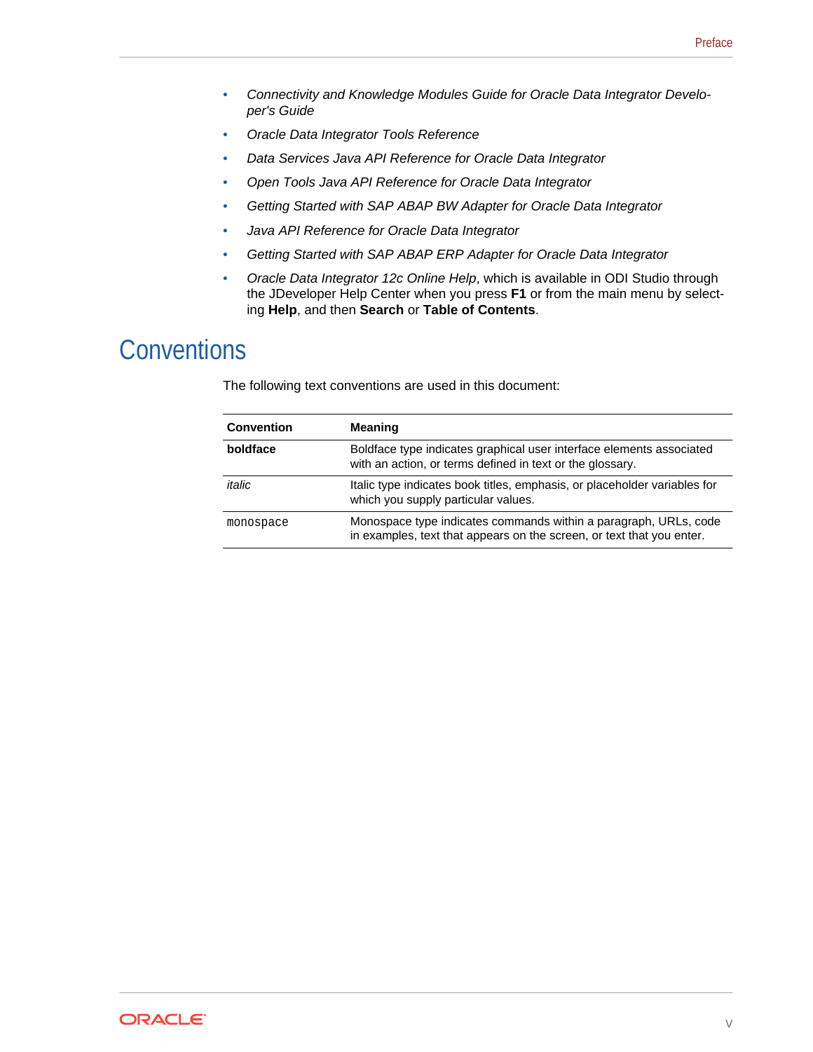- *Connectivity and Knowledge Modules Guide for Oracle Data Integrator Developer's Guide*
- *Oracle Data Integrator Tools Reference*
- *Data Services Java API Reference for Oracle Data Integrator*
- *Open Tools Java API Reference for Oracle Data Integrator*
- *Getting Started with SAP ABAP BW Adapter for Oracle Data Integrator*
- *Java API Reference for Oracle Data Integrator*
- *Getting Started with SAP ABAP ERP Adapter for Oracle Data Integrator*
- *Oracle Data Integrator 12c Online Help*, which is available in ODI Studio through the JDeveloper Help Center when you press **F1** or from the main menu by selecting **Help**, and then **Search** or **Table of Contents**.

## Conventions

The following text conventions are used in this document:

| Convention | Meaning |
| --- | --- |
| **boldface** | Boldface type indicates graphical user interface elements associated with an action, or terms defined in text or the glossary. |
| *italic* | Italic type indicates book titles, emphasis, or placeholder variables for which you supply particular values. |
| `monospace` | Monospace type indicates commands within a paragraph, URLs, code in examples, text that appears on the screen, or text that you enter. |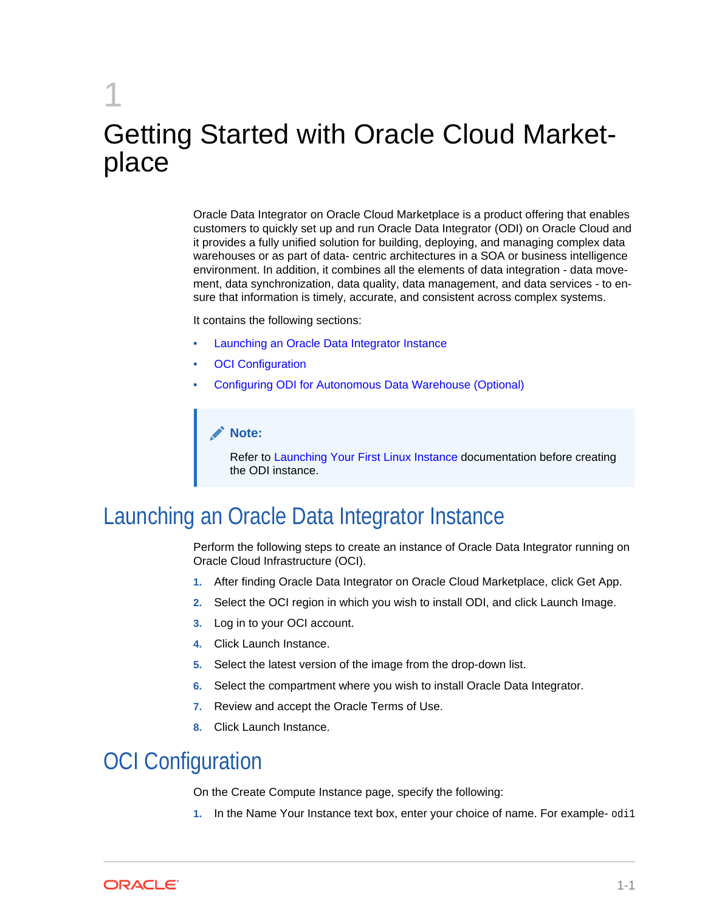# 1 Getting Started with Oracle Cloud Marketplace

Oracle Data Integrator on Oracle Cloud Marketplace is a product offering that enables customers to quickly set up and run Oracle Data Integrator (ODI) on Oracle Cloud and it provides a fully unified solution for building, deploying, and managing complex data warehouses or as part of data- centric architectures in a SOA or business intelligence environment. In addition, it combines all the elements of data integration - data movement, data synchronization, data quality, data management, and data services - to ensure that information is timely, accurate, and consistent across complex systems.

It contains the following sections:

- Launching an Oracle Data Integrator Instance
- OCI Configuration
- Configuring ODI for Autonomous Data Warehouse (Optional)

> **Note:**
>
> Refer to Launching Your First Linux Instance documentation before creating the ODI instance.

## Launching an Oracle Data Integrator Instance

Perform the following steps to create an instance of Oracle Data Integrator running on Oracle Cloud Infrastructure (OCI).

1. After finding Oracle Data Integrator on Oracle Cloud Marketplace, click Get App.
2. Select the OCI region in which you wish to install ODI, and click Launch Image.
3. Log in to your OCI account.
4. Click Launch Instance.
5. Select the latest version of the image from the drop-down list.
6. Select the compartment where you wish to install Oracle Data Integrator.
7. Review and accept the Oracle Terms of Use.
8. Click Launch Instance.

## OCI Configuration

On the Create Compute Instance page, specify the following:

1. In the Name Your Instance text box, enter your choice of name. For example- `odi1`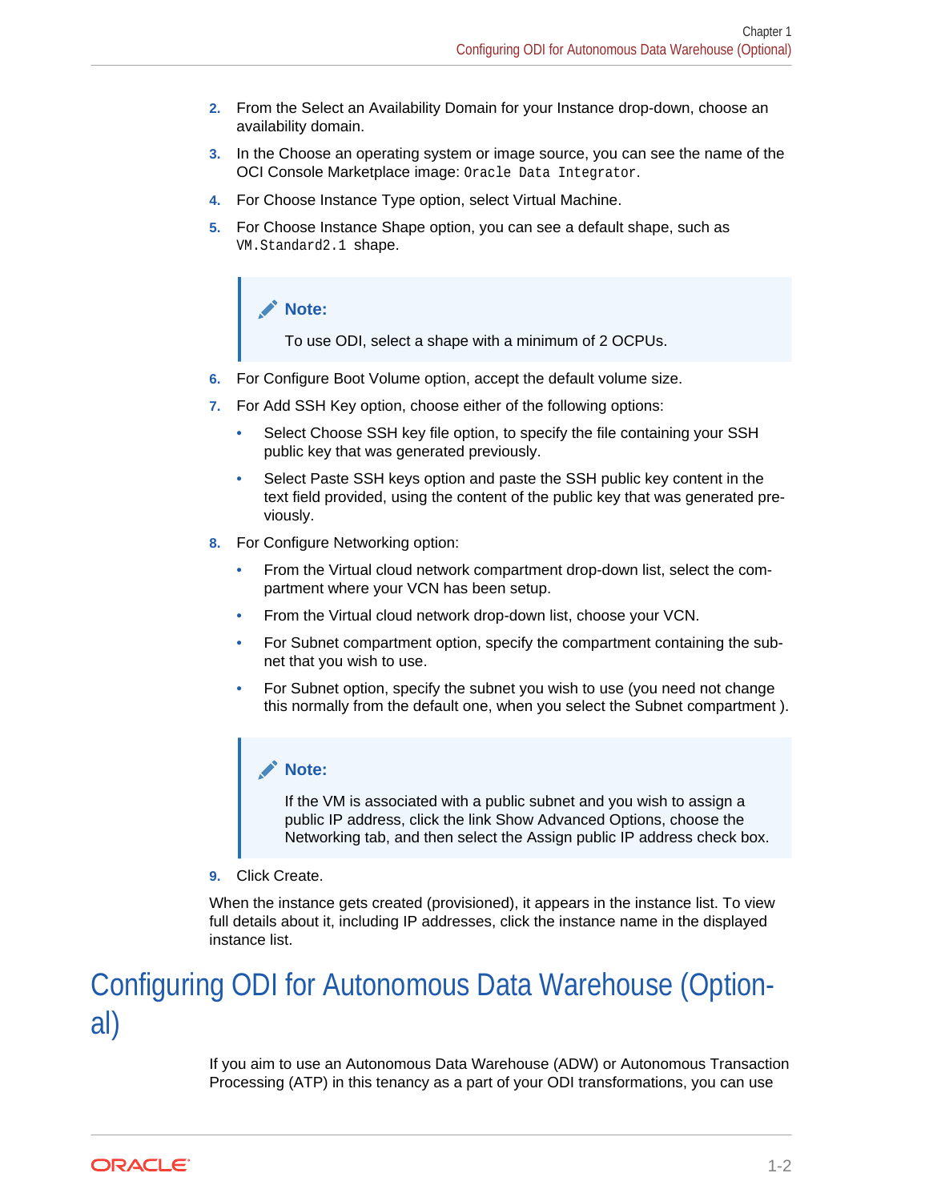2. From the Select an Availability Domain for your Instance drop-down, choose an availability domain.
3. In the Choose an operating system or image source, you can see the name of the OCI Console Marketplace image: `Oracle Data Integrator`.
4. For Choose Instance Type option, select Virtual Machine.
5. For Choose Instance Shape option, you can see a default shape, such as `VM.Standard2.1` shape.

   > **Note:**
   >
   > To use ODI, select a shape with a minimum of 2 OCPUs.

6. For Configure Boot Volume option, accept the default volume size.
7. For Add SSH Key option, choose either of the following options:
   - Select Choose SSH key file option, to specify the file containing your SSH public key that was generated previously.
   - Select Paste SSH keys option and paste the SSH public key content in the text field provided, using the content of the public key that was generated previously.
8. For Configure Networking option:
   - From the Virtual cloud network compartment drop-down list, select the compartment where your VCN has been setup.
   - From the Virtual cloud network drop-down list, choose your VCN.
   - For Subnet compartment option, specify the compartment containing the subnet that you wish to use.
   - For Subnet option, specify the subnet you wish to use (you need not change this normally from the default one, when you select the Subnet compartment ).

   > **Note:**
   >
   > If the VM is associated with a public subnet and you wish to assign a public IP address, click the link Show Advanced Options, choose the Networking tab, and then select the Assign public IP address check box.

9. Click Create.

When the instance gets created (provisioned), it appears in the instance list. To view full details about it, including IP addresses, click the instance name in the displayed instance list.

# Configuring ODI for Autonomous Data Warehouse (Optional)

If you aim to use an Autonomous Data Warehouse (ADW) or Autonomous Transaction Processing (ATP) in this tenancy as a part of your ODI transformations, you can use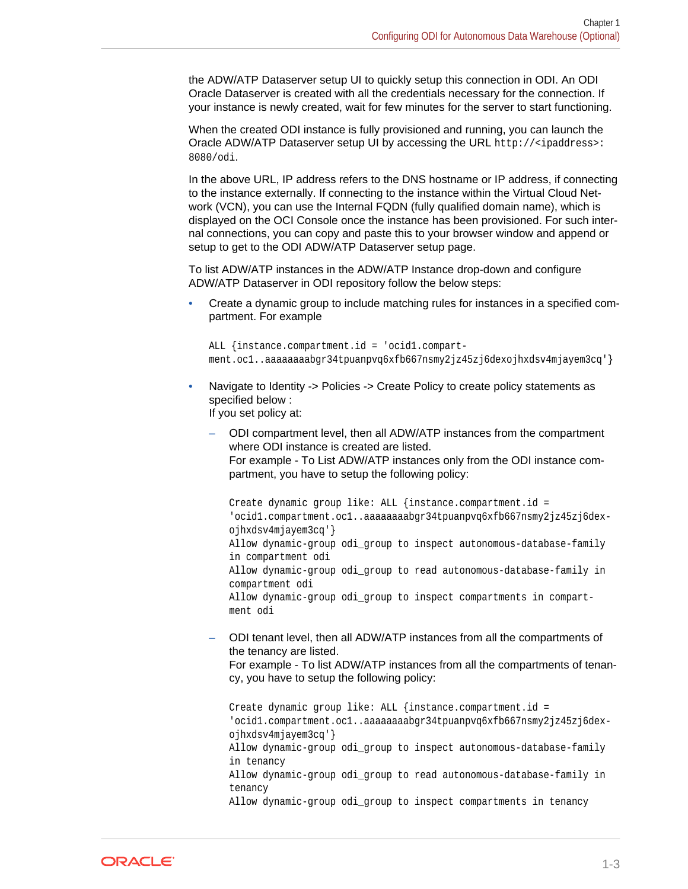the ADW/ATP Dataserver setup UI to quickly setup this connection in ODI. An ODI Oracle Dataserver is created with all the credentials necessary for the connection. If your instance is newly created, wait for few minutes for the server to start functioning.

When the created ODI instance is fully provisioned and running, you can launch the Oracle ADW/ATP Dataserver setup UI by accessing the URL `http://<ipaddress>:8080/odi`.

In the above URL, IP address refers to the DNS hostname or IP address, if connecting to the instance externally. If connecting to the instance within the Virtual Cloud Network (VCN), you can use the Internal FQDN (fully qualified domain name), which is displayed on the OCI Console once the instance has been provisioned. For such internal connections, you can copy and paste this to your browser window and append or setup to get to the ODI ADW/ATP Dataserver setup page.

To list ADW/ATP instances in the ADW/ATP Instance drop-down and configure ADW/ATP Dataserver in ODI repository follow the below steps:

- Create a dynamic group to include matching rules for instances in a specified compartment. For example

  ```
  ALL {instance.compartment.id = 'ocid1.compartment.oc1..aaaaaaaabgr34tpuanpvq6xfb667nsmy2jz45zj6dexojhxdsv4mjayem3cq'}
  ```

- Navigate to Identity -> Policies -> Create Policy to create policy statements as specified below :
  If you set policy at:
  - ODI compartment level, then all ADW/ATP instances from the compartment where ODI instance is created are listed.
    For example - To List ADW/ATP instances only from the ODI instance compartment, you have to setup the following policy:

    ```
    Create dynamic group like: ALL {instance.compartment.id =
    'ocid1.compartment.oc1..aaaaaaaabgr34tpuanpvq6xfb667nsmy2jz45zj6dexojhxdsv4mjayem3cq'}
    Allow dynamic-group odi_group to inspect autonomous-database-family
    in compartment odi
    Allow dynamic-group odi_group to read autonomous-database-family in
    compartment odi
    Allow dynamic-group odi_group to inspect compartments in compartment odi
    ```

  - ODI tenant level, then all ADW/ATP instances from all the compartments of the tenancy are listed.
    For example - To list ADW/ATP instances from all the compartments of tenancy, you have to setup the following policy:

    ```
    Create dynamic group like: ALL {instance.compartment.id =
    'ocid1.compartment.oc1..aaaaaaaabgr34tpuanpvq6xfb667nsmy2jz45zj6dexojhxdsv4mjayem3cq'}
    Allow dynamic-group odi_group to inspect autonomous-database-family
    in tenancy
    Allow dynamic-group odi_group to read autonomous-database-family in
    tenancy
    Allow dynamic-group odi_group to inspect compartments in tenancy
    ```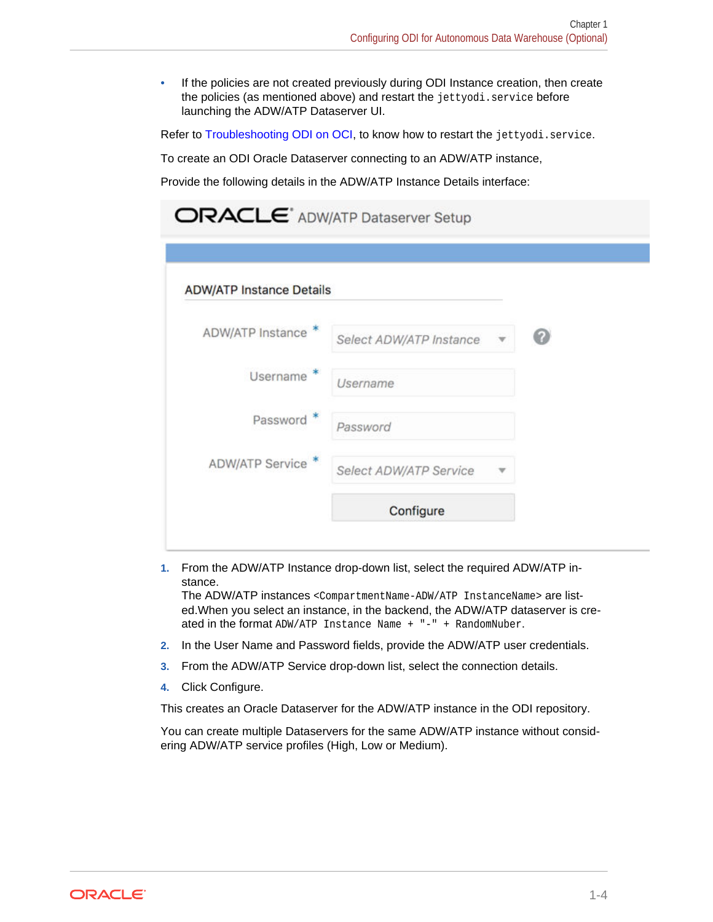- If the policies are not created previously during ODI Instance creation, then create the policies (as mentioned above) and restart the `jettyodi.service` before launching the ADW/ATP Dataserver UI.

Refer to Troubleshooting ODI on OCI, to know how to restart the `jettyodi.service`.

To create an ODI Oracle Dataserver connecting to an ADW/ATP instance,

Provide the following details in the ADW/ATP Instance Details interface:

ORACLE ADW/ATP Dataserver Setup

ADW/ATP Instance Details

ADW/ATP Instance * Select ADW/ATP Instance

Username * Username

Password * Password

ADW/ATP Service * Select ADW/ATP Service

Configure

1. From the ADW/ATP Instance drop-down list, select the required ADW/ATP instance.
   The ADW/ATP instances `<CompartmentName-ADW/ATP InstanceName>` are listed.When you select an instance, in the backend, the ADW/ATP dataserver is created in the format `ADW/ATP Instance Name + "-" + RandomNuber`.
2. In the User Name and Password fields, provide the ADW/ATP user credentials.
3. From the ADW/ATP Service drop-down list, select the connection details.
4. Click Configure.

This creates an Oracle Dataserver for the ADW/ATP instance in the ODI repository.

You can create multiple Dataservers for the same ADW/ATP instance without considering ADW/ATP service profiles (High, Low or Medium).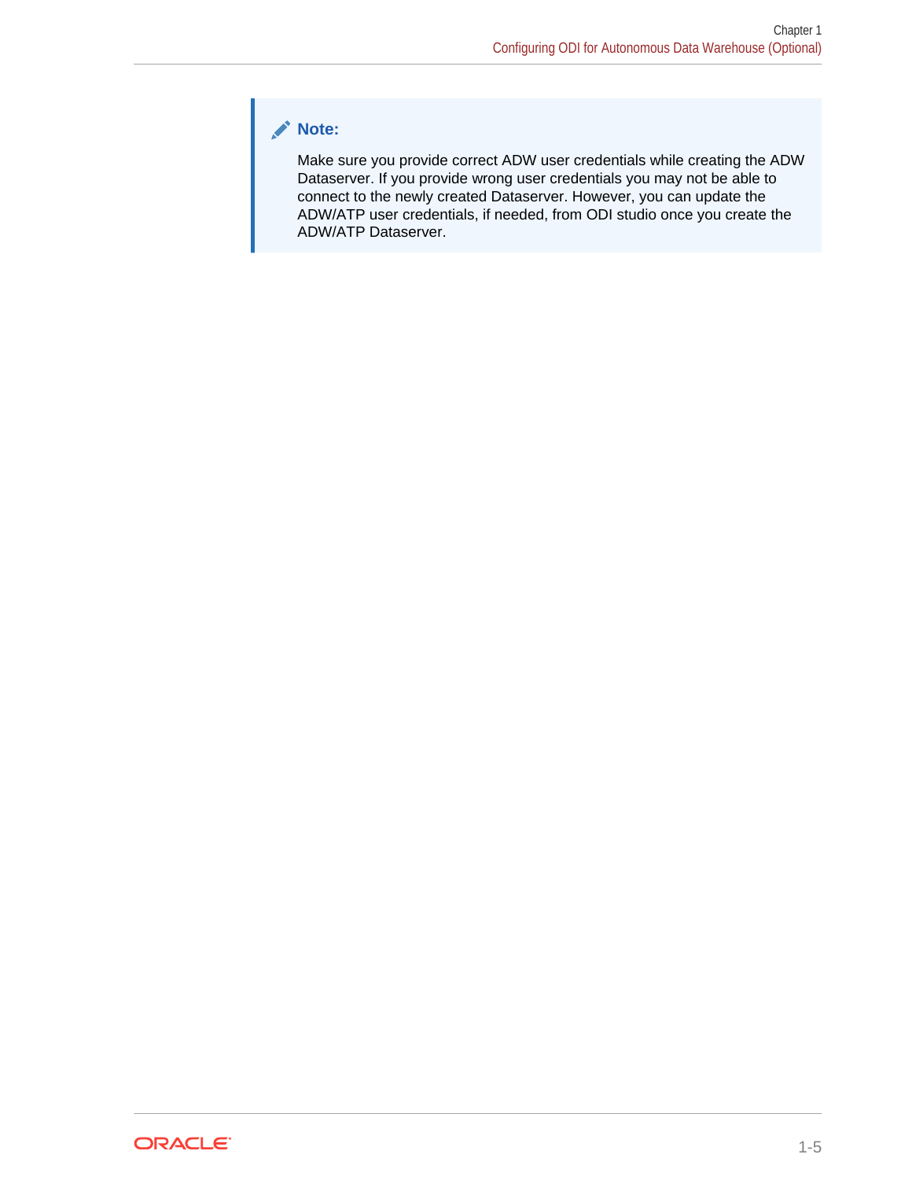> **Note:**
>
> Make sure you provide correct ADW user credentials while creating the ADW Dataserver. If you provide wrong user credentials you may not be able to connect to the newly created Dataserver. However, you can update the ADW/ATP user credentials, if needed, from ODI studio once you create the ADW/ATP Dataserver.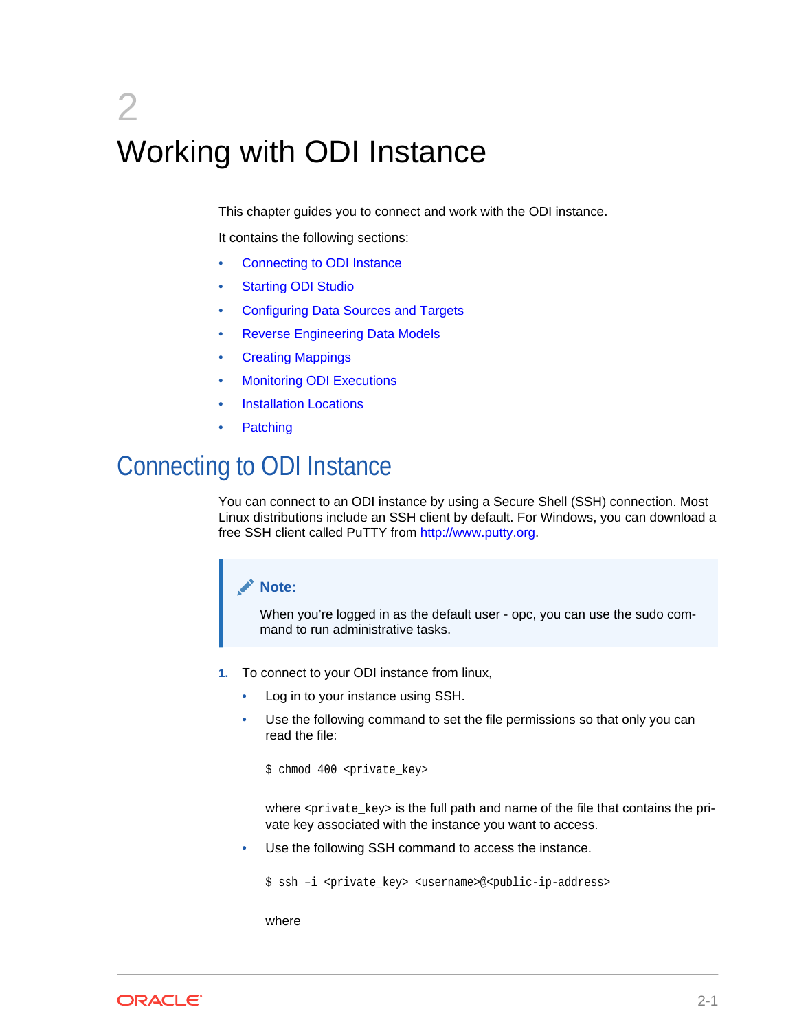# 2 Working with ODI Instance

This chapter guides you to connect and work with the ODI instance.

It contains the following sections:

- Connecting to ODI Instance
- Starting ODI Studio
- Configuring Data Sources and Targets
- Reverse Engineering Data Models
- Creating Mappings
- Monitoring ODI Executions
- Installation Locations
- Patching

## Connecting to ODI Instance

You can connect to an ODI instance by using a Secure Shell (SSH) connection. Most Linux distributions include an SSH client by default. For Windows, you can download a free SSH client called PuTTY from http://www.putty.org.

> **Note:**
>
> When you're logged in as the default user - opc, you can use the sudo command to run administrative tasks.

1. To connect to your ODI instance from linux,
   - Log in to your instance using SSH.
   - Use the following command to set the file permissions so that only you can read the file:

     ```
     $ chmod 400 <private_key>
     ```

     where `<private_key>` is the full path and name of the file that contains the private key associated with the instance you want to access.
   - Use the following SSH command to access the instance.

     ```
     $ ssh –i <private_key> <username>@<public-ip-address>
     ```

     where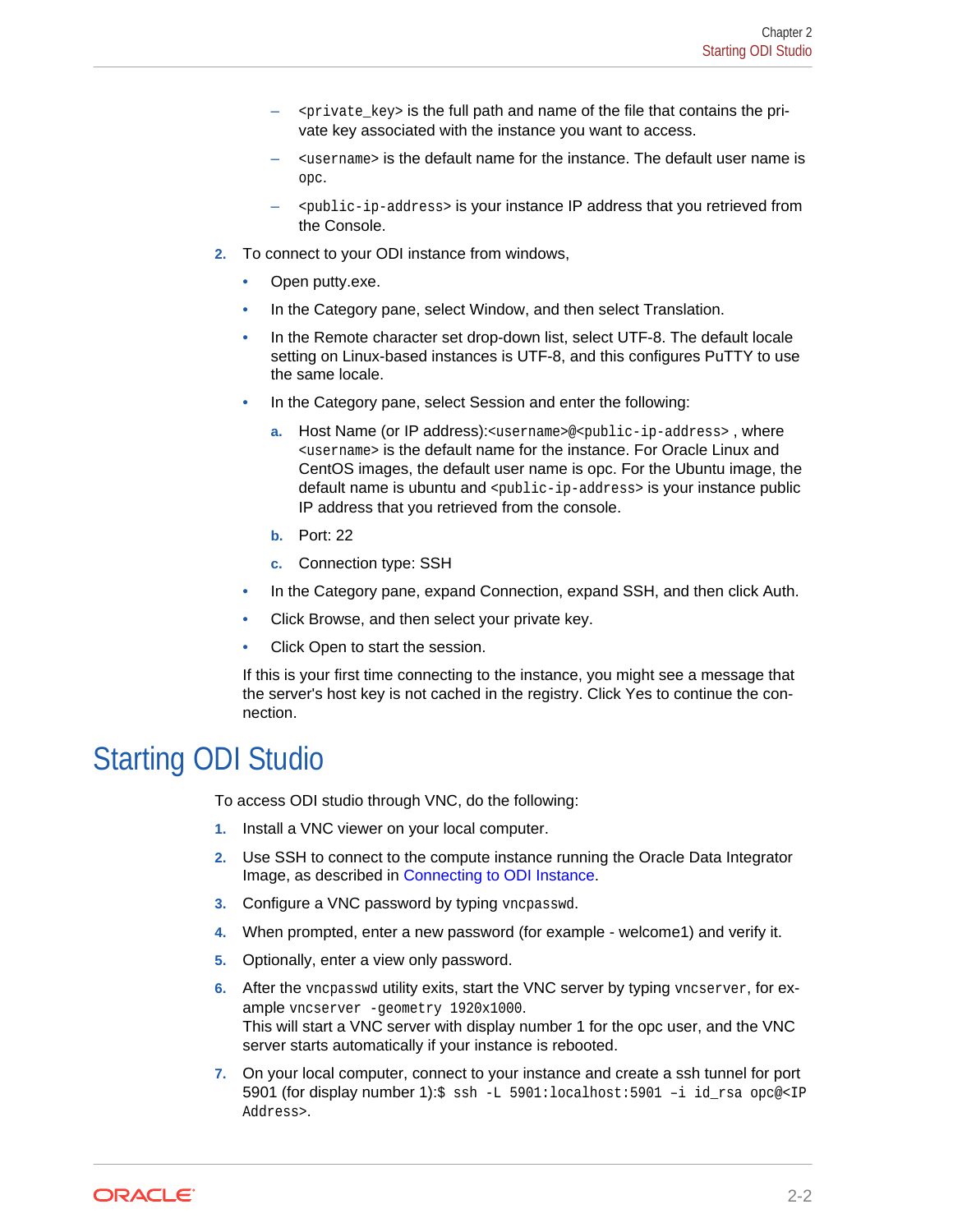- `<private_key>` is the full path and name of the file that contains the private key associated with the instance you want to access.
- `<username>` is the default name for the instance. The default user name is `opc`.
- `<public-ip-address>` is your instance IP address that you retrieved from the Console.

2. To connect to your ODI instance from windows,
   - Open putty.exe.
   - In the Category pane, select Window, and then select Translation.
   - In the Remote character set drop-down list, select UTF-8. The default locale setting on Linux-based instances is UTF-8, and this configures PuTTY to use the same locale.
   - In the Category pane, select Session and enter the following:
     a. Host Name (or IP address):`<username>@<public-ip-address>` , where `<username>` is the default name for the instance. For Oracle Linux and CentOS images, the default user name is opc. For the Ubuntu image, the default name is ubuntu and `<public-ip-address>` is your instance public IP address that you retrieved from the console.
     b. Port: 22
     c. Connection type: SSH
   - In the Category pane, expand Connection, expand SSH, and then click Auth.
   - Click Browse, and then select your private key.
   - Click Open to start the session.

   If this is your first time connecting to the instance, you might see a message that the server's host key is not cached in the registry. Click Yes to continue the connection.

# Starting ODI Studio

To access ODI studio through VNC, do the following:

1. Install a VNC viewer on your local computer.
2. Use SSH to connect to the compute instance running the Oracle Data Integrator Image, as described in Connecting to ODI Instance.
3. Configure a VNC password by typing `vncpasswd`.
4. When prompted, enter a new password (for example - welcome1) and verify it.
5. Optionally, enter a view only password.
6. After the `vncpasswd` utility exits, start the VNC server by typing `vncserver`, for example `vncserver -geometry 1920x1000`.
   This will start a VNC server with display number 1 for the opc user, and the VNC server starts automatically if your instance is rebooted.
7. On your local computer, connect to your instance and create a ssh tunnel for port 5901 (for display number 1):`$ ssh -L 5901:localhost:5901 –i id_rsa opc@<IP Address>`.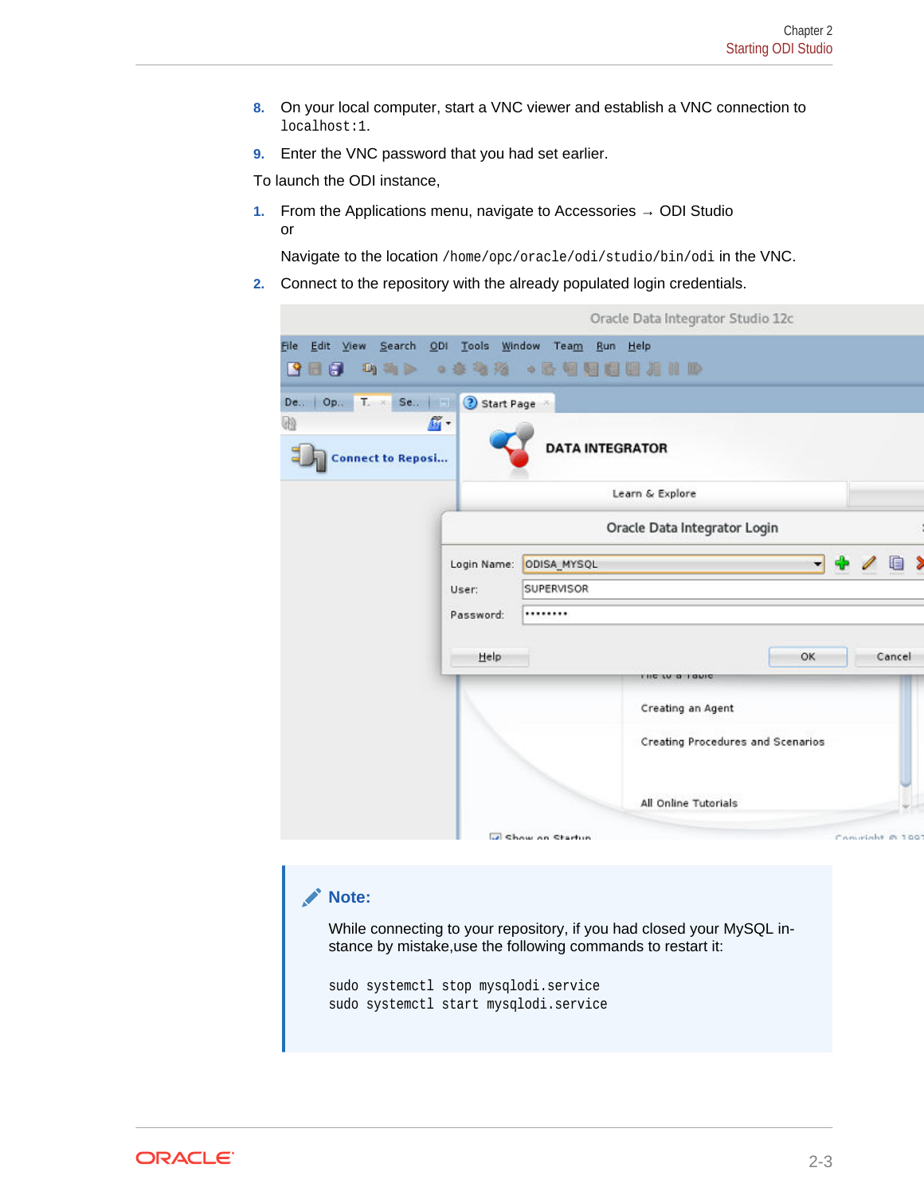8. On your local computer, start a VNC viewer and establish a VNC connection to `localhost:1`.
9. Enter the VNC password that you had set earlier.

To launch the ODI instance,

1. From the Applications menu, navigate to Accessories → ODI Studio
   or

   Navigate to the location `/home/opc/oracle/odi/studio/bin/odi` in the VNC.
2. Connect to the repository with the already populated login credentials.

> **Note:**
>
> While connecting to your repository, if you had closed your MySQL instance by mistake,use the following commands to restart it:
>
> ```
> sudo systemctl stop mysqlodi.service
> sudo systemctl start mysqlodi.service
> ```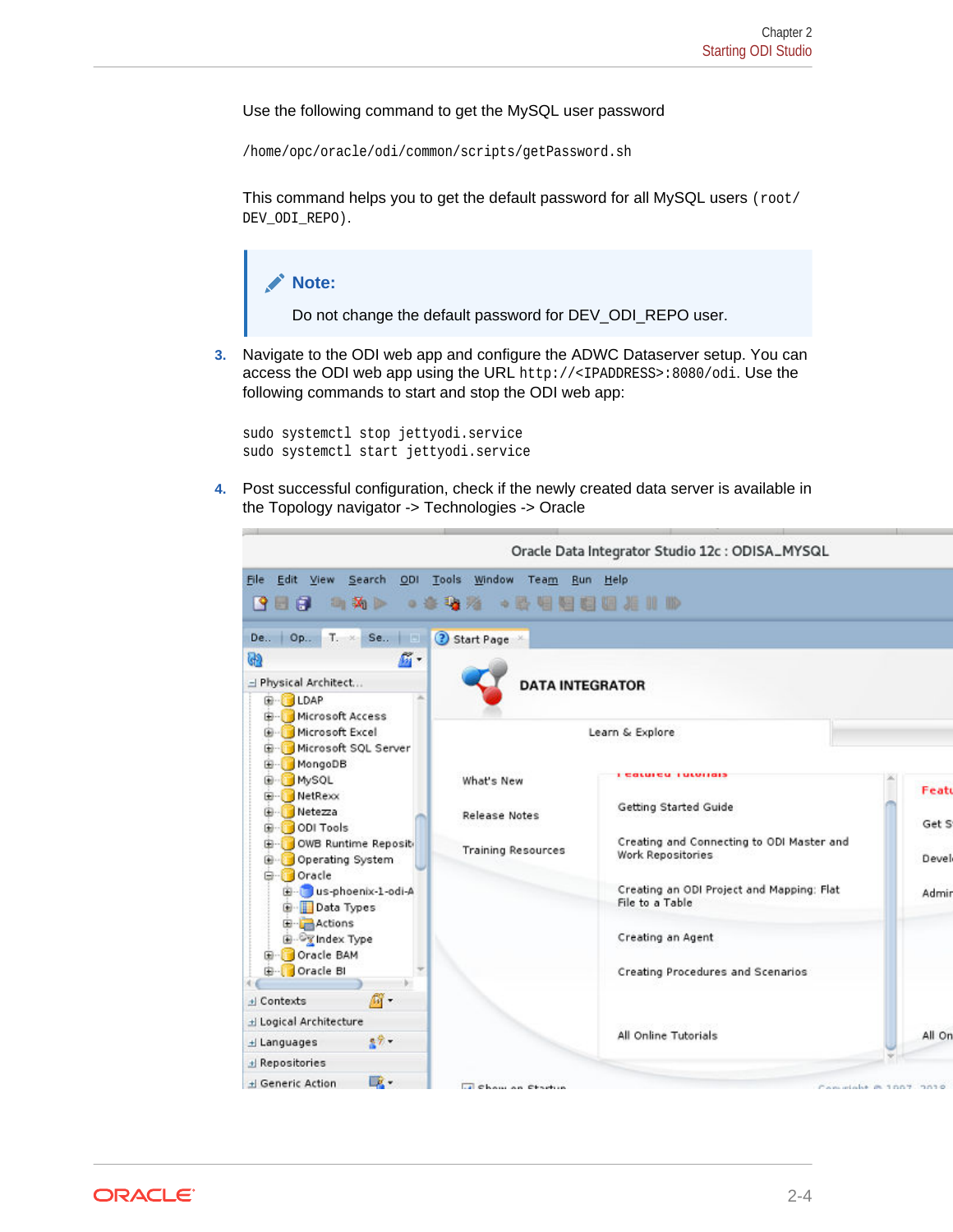Use the following command to get the MySQL user password

```
/home/opc/oracle/odi/common/scripts/getPassword.sh
```

This command helps you to get the default password for all MySQL users (`root/DEV_ODI_REPO`).

> **Note:**
>
> Do not change the default password for DEV_ODI_REPO user.

3. Navigate to the ODI web app and configure the ADWC Dataserver setup. You can access the ODI web app using the URL `http://<IPADDRESS>:8080/odi`. Use the following commands to start and stop the ODI web app:

```
sudo systemctl stop jettyodi.service
sudo systemctl start jettyodi.service
```

4. Post successful configuration, check if the newly created data server is available in the Topology navigator -> Technologies -> Oracle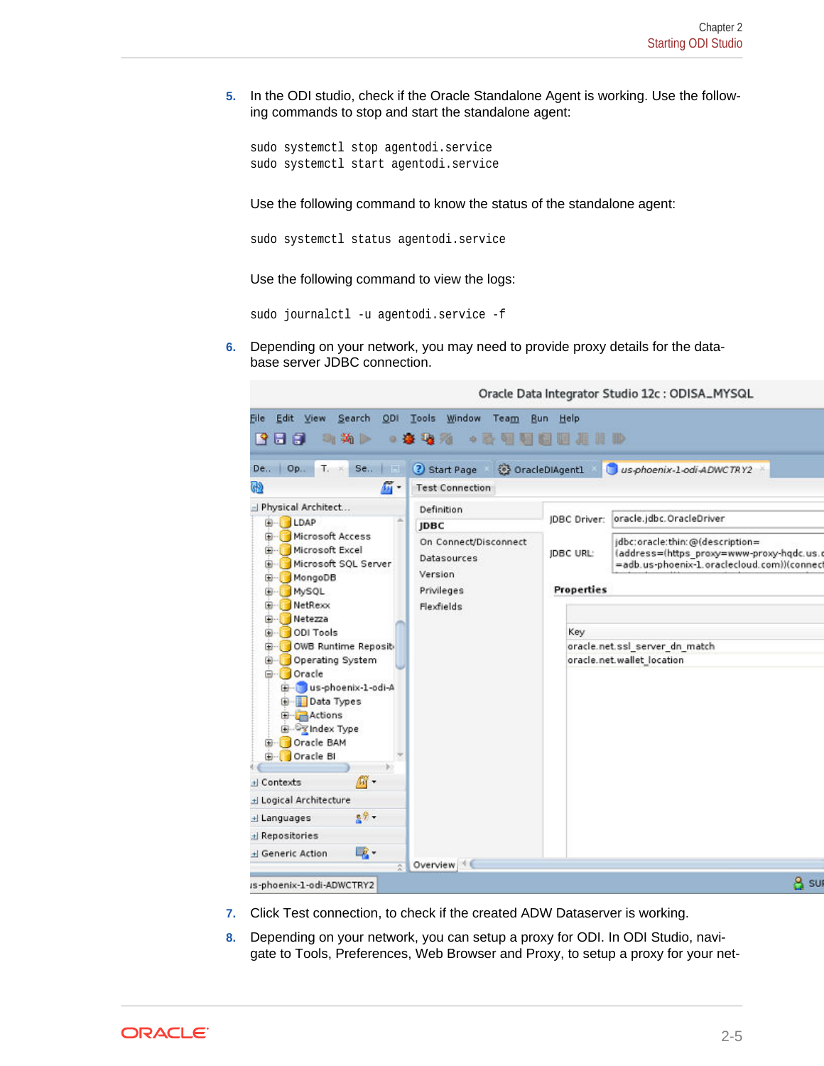5. In the ODI studio, check if the Oracle Standalone Agent is working. Use the following commands to stop and start the standalone agent:

```
sudo systemctl stop agentodi.service
sudo systemctl start agentodi.service
```

   Use the following command to know the status of the standalone agent:

```
sudo systemctl status agentodi.service
```

   Use the following command to view the logs:

```
sudo journalctl -u agentodi.service -f
```

6. Depending on your network, you may need to provide proxy details for the database server JDBC connection.

7. Click Test connection, to check if the created ADW Dataserver is working.

8. Depending on your network, you can setup a proxy for ODI. In ODI Studio, navigate to Tools, Preferences, Web Browser and Proxy, to setup a proxy for your net-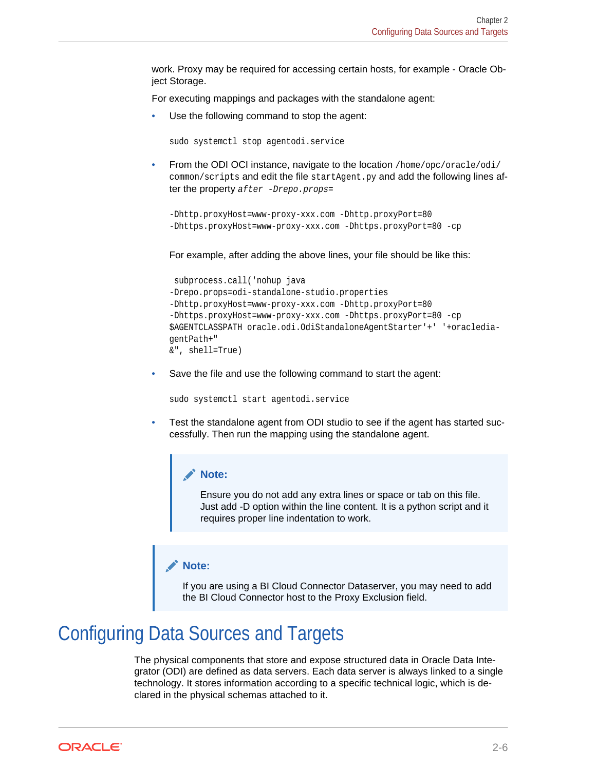work. Proxy may be required for accessing certain hosts, for example - Oracle Object Storage.

For executing mappings and packages with the standalone agent:

- Use the following command to stop the agent:

  ```
  sudo systemctl stop agentodi.service
  ```

- From the ODI OCI instance, navigate to the location `/home/opc/oracle/odi/common/scripts` and edit the file `startAgent.py` and add the following lines after the property *`after -Drepo.props=`*

  ```
  -Dhttp.proxyHost=www-proxy-xxx.com -Dhttp.proxyPort=80
  -Dhttps.proxyHost=www-proxy-xxx.com -Dhttps.proxyPort=80 -cp
  ```

  For example, after adding the above lines, your file should be like this:

  ```
   subprocess.call('nohup java
  -Drepo.props=odi-standalone-studio.properties
  -Dhttp.proxyHost=www-proxy-xxx.com -Dhttp.proxyPort=80
  -Dhttps.proxyHost=www-proxy-xxx.com -Dhttps.proxyPort=80 -cp
  $AGENTCLASSPATH oracle.odi.OdiStandaloneAgentStarter'+' '+oracledia-
  gentPath+"
  &", shell=True)
  ```

- Save the file and use the following command to start the agent:

  ```
  sudo systemctl start agentodi.service
  ```

- Test the standalone agent from ODI studio to see if the agent has started successfully. Then run the mapping using the standalone agent.

  > **Note:**
  >
  > Ensure you do not add any extra lines or space or tab on this file. Just add -D option within the line content. It is a python script and it requires proper line indentation to work.

> **Note:**
>
> If you are using a BI Cloud Connector Dataserver, you may need to add the BI Cloud Connector host to the Proxy Exclusion field.

# Configuring Data Sources and Targets

The physical components that store and expose structured data in Oracle Data Integrator (ODI) are defined as data servers. Each data server is always linked to a single technology. It stores information according to a specific technical logic, which is declared in the physical schemas attached to it.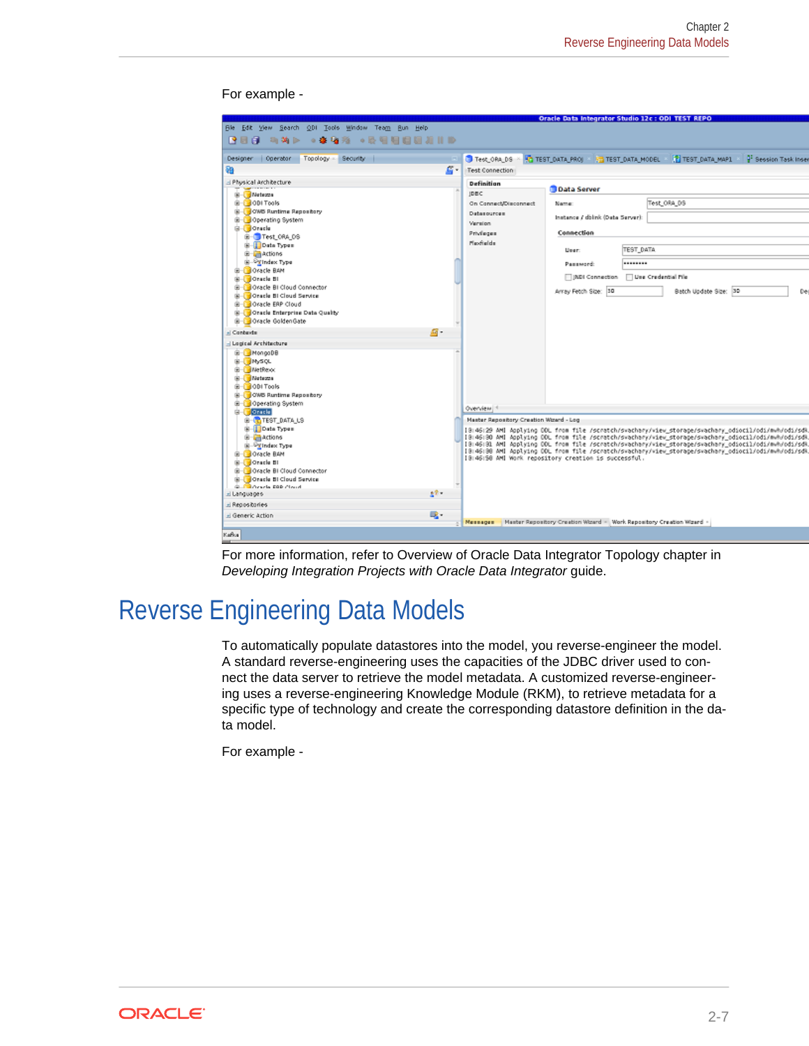For example -

For more information, refer to Overview of Oracle Data Integrator Topology chapter in *Developing Integration Projects with Oracle Data Integrator* guide.

# Reverse Engineering Data Models

To automatically populate datastores into the model, you reverse-engineer the model. A standard reverse-engineering uses the capacities of the JDBC driver used to connect the data server to retrieve the model metadata. A customized reverse-engineering uses a reverse-engineering Knowledge Module (RKM), to retrieve metadata for a specific type of technology and create the corresponding datastore definition in the data model.

For example -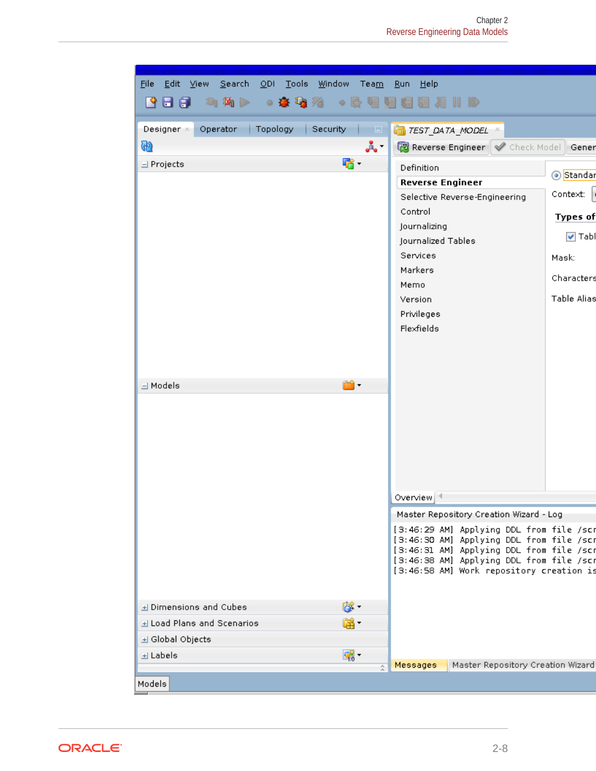File Edit View Search ODI Tools Window Team Run Help

Designer Operator Topology Security

Projects

Models

Dimensions and Cubes

Load Plans and Scenarios

Global Objects

Labels

Models

TEST_DATA_MODEL

Reverse Engineer | Check Model | Gener

- Definition
- **Reverse Engineer**
- Selective Reverse-Engineering
- Control
- Journalizing
- Journalized Tables
- Services
- Markers
- Memo
- Version
- Privileges
- Flexfields

Standar

Context:

**Types of**

Tabl

Mask:

Characters

Table Alias

Overview

Master Repository Creation Wizard - Log

```
[3:46:29 AM] Applying DDL from file /scr
[3:46:30 AM] Applying DDL from file /scr
[3:46:31 AM] Applying DDL from file /scr
[3:46:38 AM] Applying DDL from file /scr
[3:46:58 AM] Work repository creation is
```

Messages | Master Repository Creation Wizard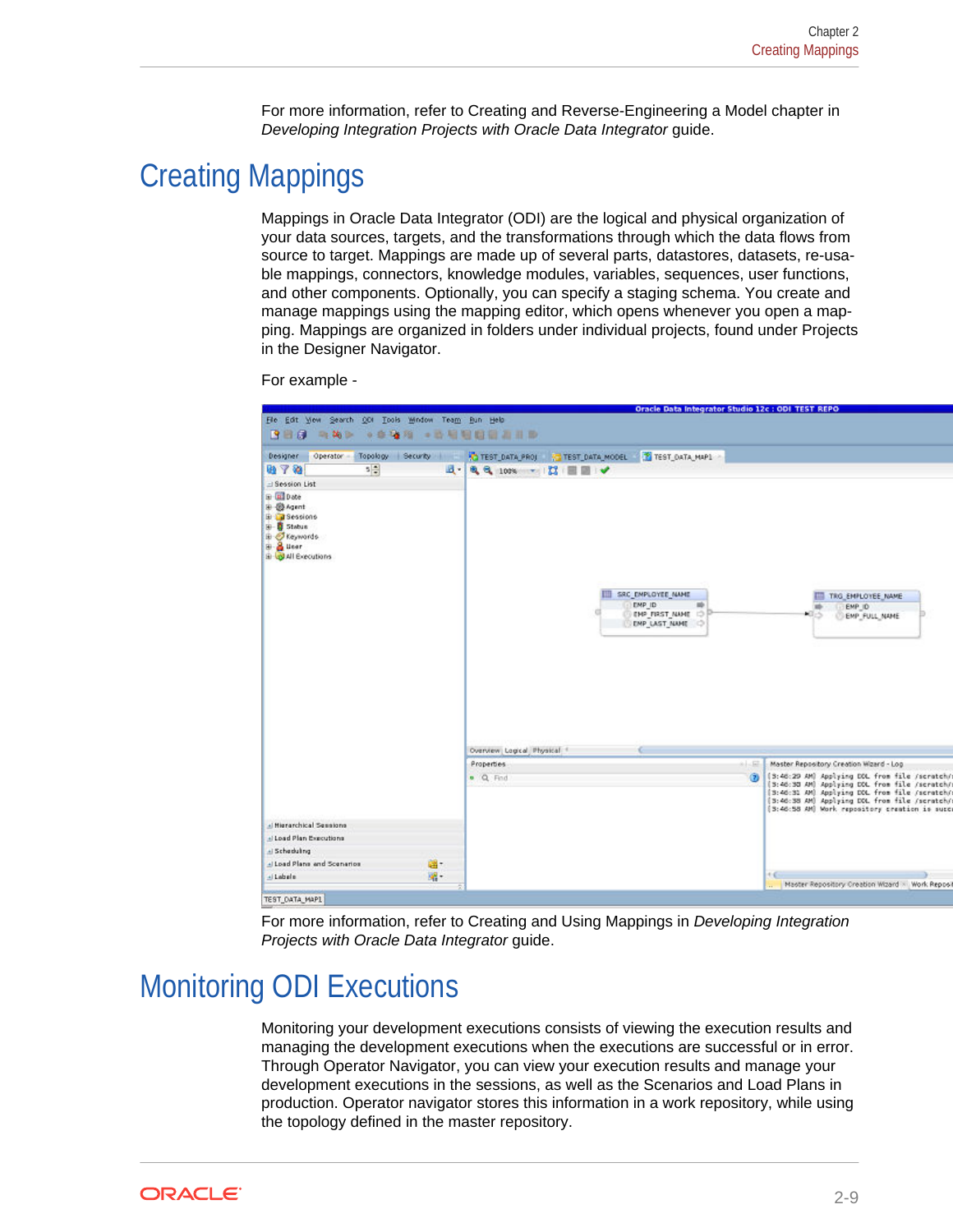For more information, refer to Creating and Reverse-Engineering a Model chapter in *Developing Integration Projects with Oracle Data Integrator* guide.

# Creating Mappings

Mappings in Oracle Data Integrator (ODI) are the logical and physical organization of your data sources, targets, and the transformations through which the data flows from source to target. Mappings are made up of several parts, datastores, datasets, re-usable mappings, connectors, knowledge modules, variables, sequences, user functions, and other components. Optionally, you can specify a staging schema. You create and manage mappings using the mapping editor, which opens whenever you open a mapping. Mappings are organized in folders under individual projects, found under Projects in the Designer Navigator.

For example -

For more information, refer to Creating and Using Mappings in *Developing Integration Projects with Oracle Data Integrator* guide.

# Monitoring ODI Executions

Monitoring your development executions consists of viewing the execution results and managing the development executions when the executions are successful or in error. Through Operator Navigator, you can view your execution results and manage your development executions in the sessions, as well as the Scenarios and Load Plans in production. Operator navigator stores this information in a work repository, while using the topology defined in the master repository.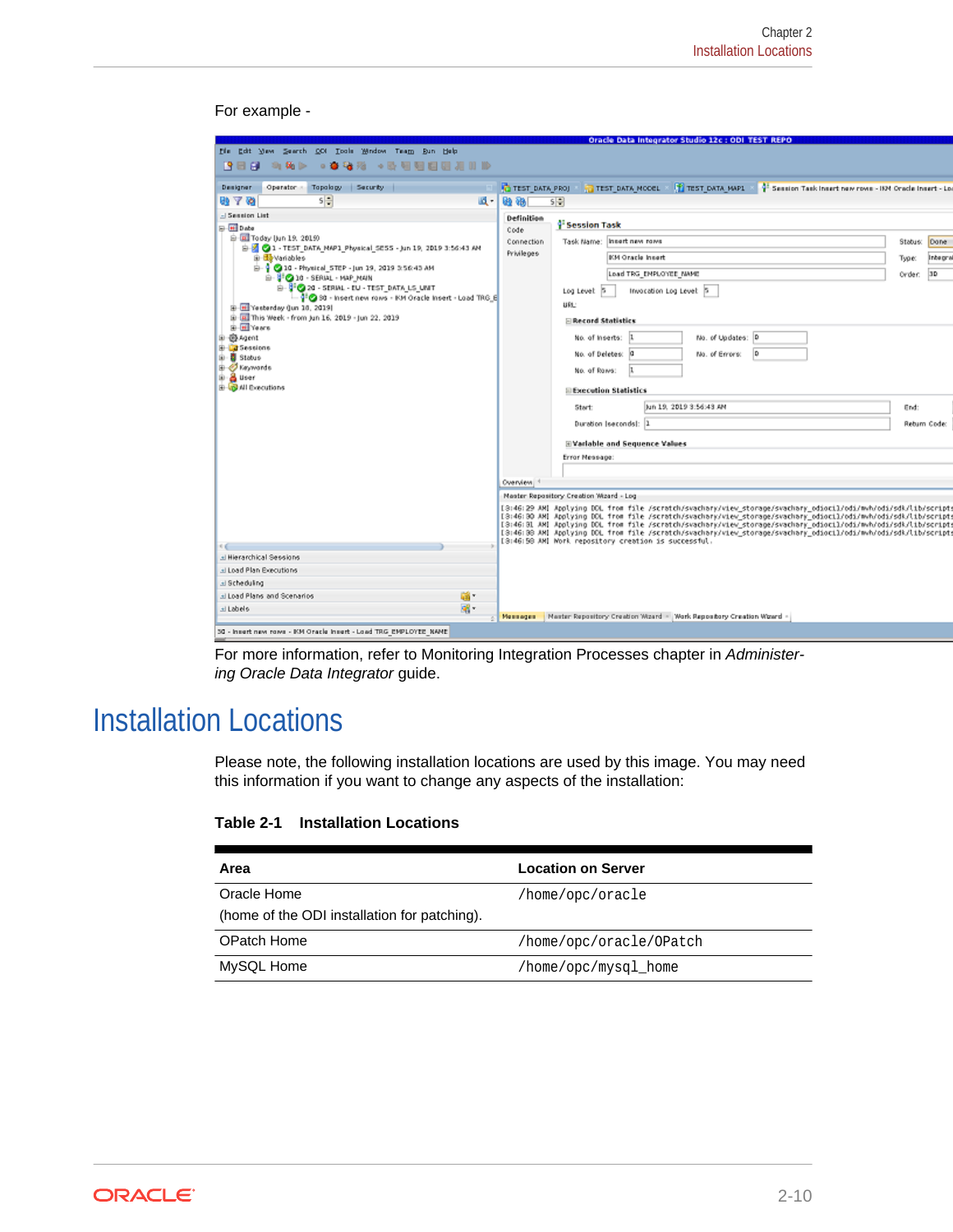For example -

For more information, refer to Monitoring Integration Processes chapter in *Administering Oracle Data Integrator* guide.

# Installation Locations

Please note, the following installation locations are used by this image. You may need this information if you want to change any aspects of the installation:

**Table 2-1 Installation Locations**

| Area | Location on Server |
|---|---|
| Oracle Home<br>(home of the ODI installation for patching). | `/home/opc/oracle` |
| OPatch Home | `/home/opc/oracle/OPatch` |
| MySQL Home | `/home/opc/mysql_home` |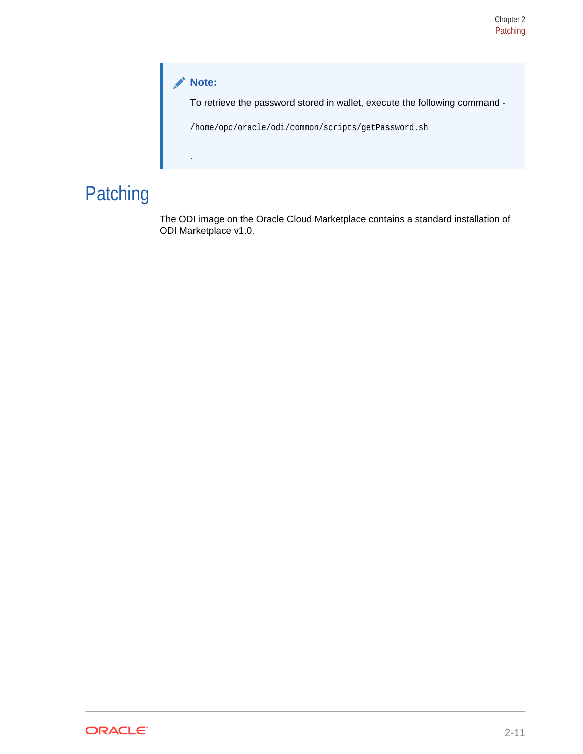> **Note:**
>
> To retrieve the password stored in wallet, execute the following command -
>
> ```
> /home/opc/oracle/odi/common/scripts/getPassword.sh
> ```
>
> .

# Patching

The ODI image on the Oracle Cloud Marketplace contains a standard installation of ODI Marketplace v1.0.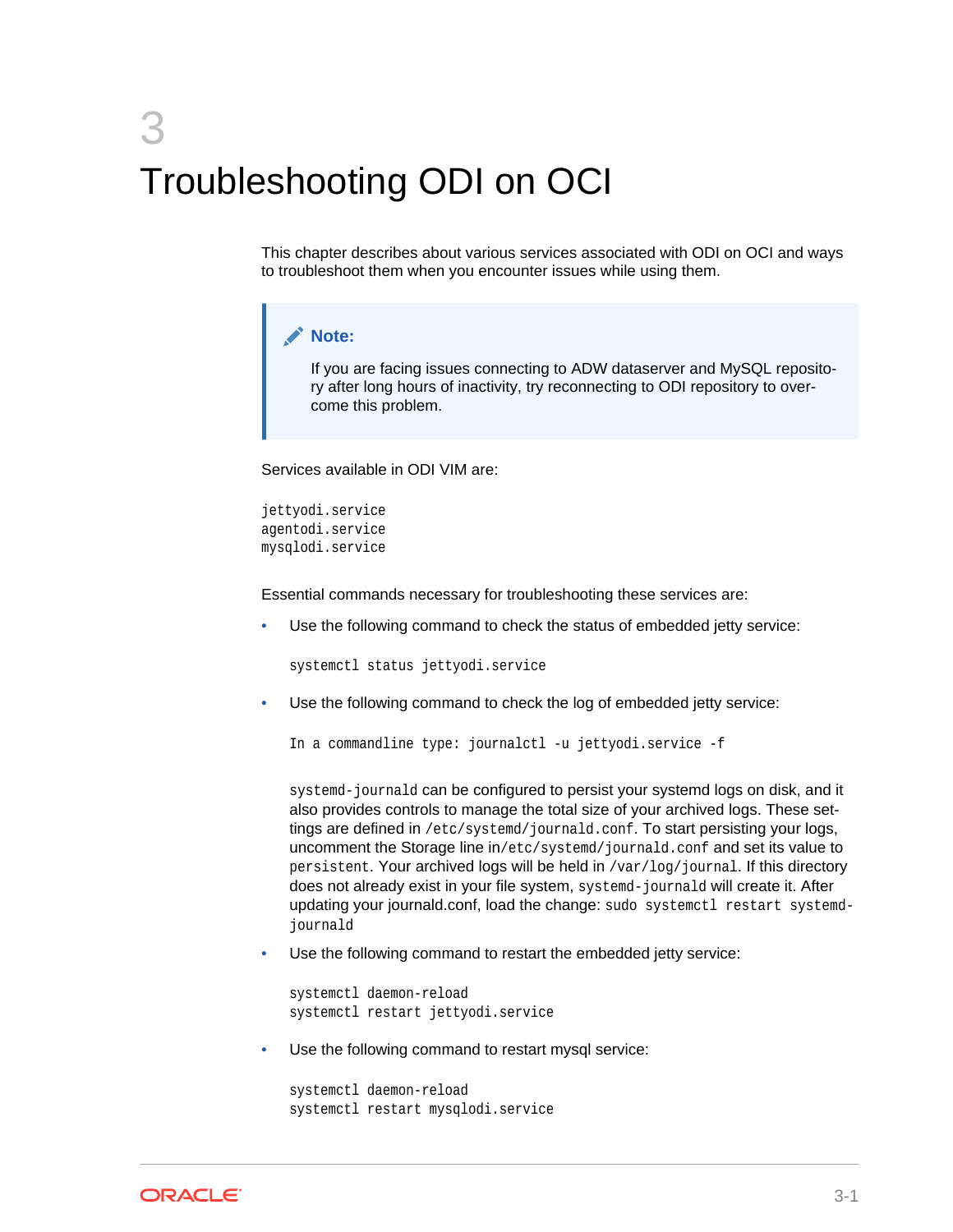# 3 Troubleshooting ODI on OCI

This chapter describes about various services associated with ODI on OCI and ways to troubleshoot them when you encounter issues while using them.

> **Note:**
>
> If you are facing issues connecting to ADW dataserver and MySQL repository after long hours of inactivity, try reconnecting to ODI repository to overcome this problem.

Services available in ODI VIM are:

```
jettyodi.service
agentodi.service
mysqlodi.service
```

Essential commands necessary for troubleshooting these services are:

- Use the following command to check the status of embedded jetty service:

  ```
  systemctl status jettyodi.service
  ```

- Use the following command to check the log of embedded jetty service:

  ```
  In a commandline type: journalctl -u jettyodi.service -f
  ```

  `systemd-journald` can be configured to persist your systemd logs on disk, and it also provides controls to manage the total size of your archived logs. These settings are defined in `/etc/systemd/journald.conf`. To start persisting your logs, uncomment the Storage line in`/etc/systemd/journald.conf` and set its value to `persistent`. Your archived logs will be held in `/var/log/journal`. If this directory does not already exist in your file system, `systemd-journald` will create it. After updating your journald.conf, load the change: `sudo systemctl restart systemd-journald`

- Use the following command to restart the embedded jetty service:

  ```
  systemctl daemon-reload
  systemctl restart jettyodi.service
  ```

- Use the following command to restart mysql service:

  ```
  systemctl daemon-reload
  systemctl restart mysqlodi.service
  ```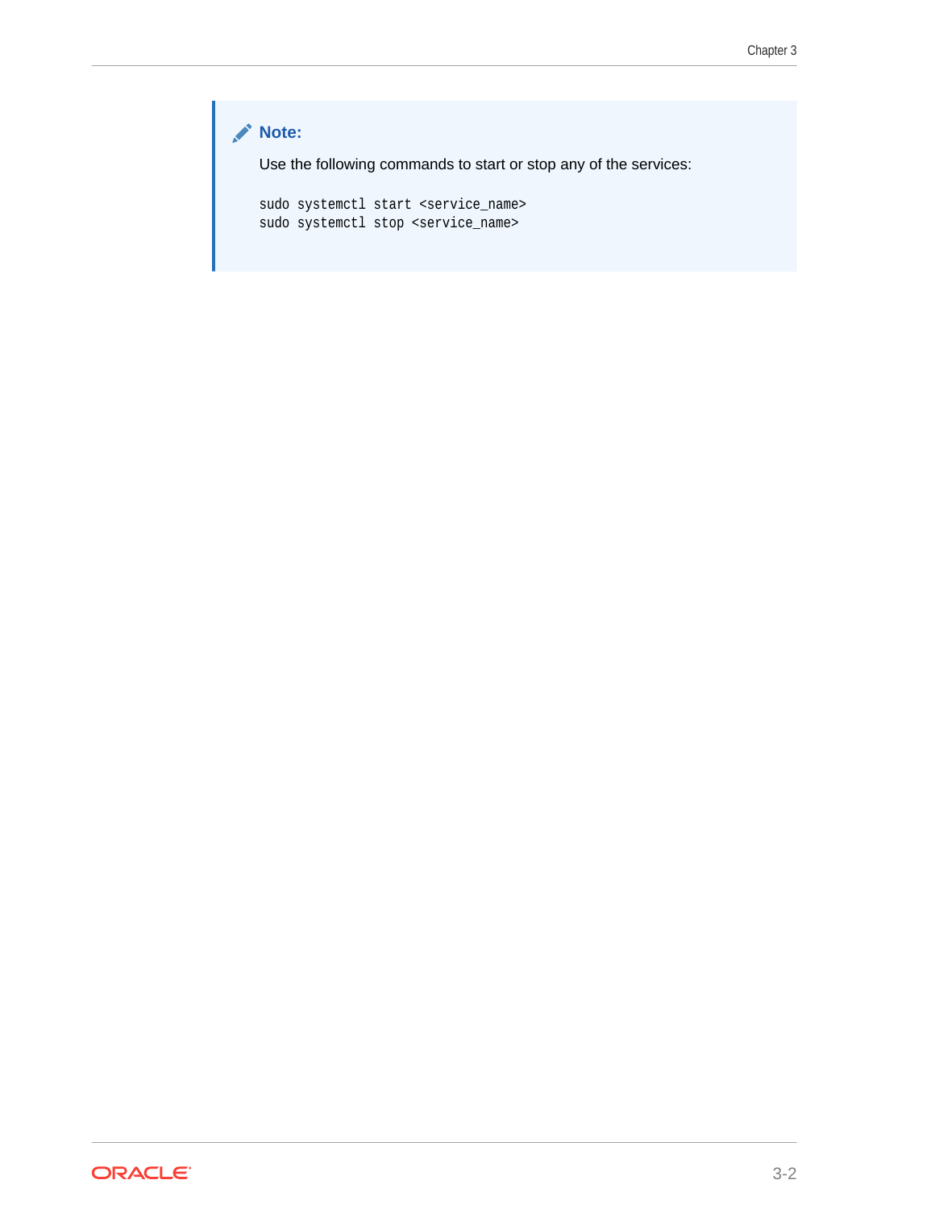> **Note:**
>
> Use the following commands to start or stop any of the services:
>
> ```
> sudo systemctl start <service_name>
> sudo systemctl stop <service_name>
> ```